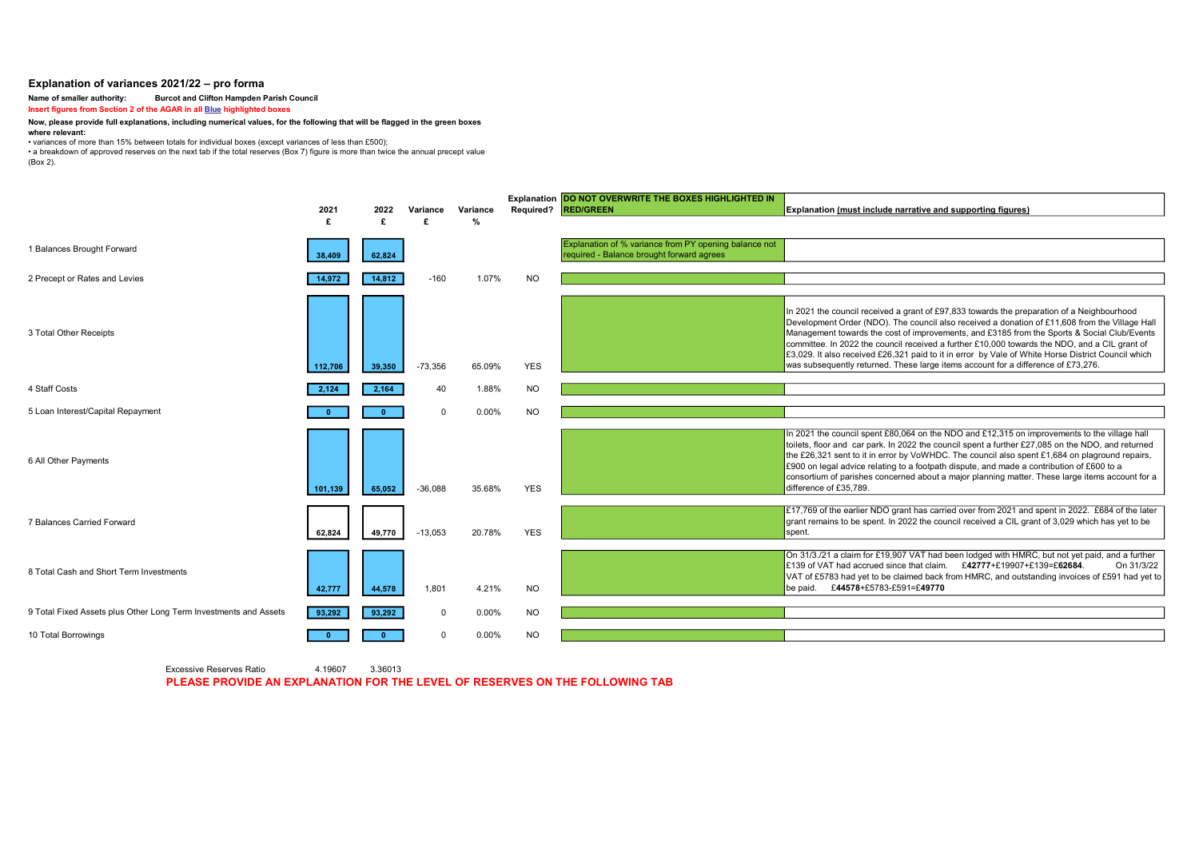## Explanation of variances 2021/22 – pro forma

**Name of smaller authority:** **Burcot and Clifton Hampden Parish Council**

**Insert figures from Section 2 of the AGAR in all Blue highlighted boxes**

**Now, please provide full explanations, including numerical values, for the following that will be flagged in the green boxes where relevant:**

- variances of more than 15% between totals for individual boxes (except variances of less than £500);
- a breakdown of approved reserves on the next tab if the total reserves (Box 7) figure is more than twice the annual precept value (Box 2).

| | 2021 £ | 2022 £ | Variance £ | Variance % | Explanation Required? | DO NOT OVERWRITE THE BOXES HIGHLIGHTED IN RED/GREEN | Explanation (must include narrative and supporting figures) |
|---|---|---|---|---|---|---|---|
| 1 Balances Brought Forward | 38,409 | 62,824 | | | | Explanation of % variance from PY opening balance not required - Balance brought forward agrees | |
| 2 Precept or Rates and Levies | 14,972 | 14,812 | -160 | 1.07% | NO | | |
| 3 Total Other Receipts | 112,706 | 39,350 | -73,356 | 65.09% | YES | | In 2021 the council received a grant of £97,833 towards the preparation of a Neighbourhood Development Order (NDO). The council also received a donation of £11,608 from the Village Hall Management towards the cost of improvements, and £3185 from the Sports & Social Club/Events committee. In 2022 the council received a further £10,000 towards the NDO, and a CIL grant of £3,029. It also received £26,321 paid to it in error by Vale of White Horse District Council which was subsequently returned. These large items account for a difference of £73,276. |
| 4 Staff Costs | 2,124 | 2,164 | 40 | 1.88% | NO | | |
| 5 Loan Interest/Capital Repayment | 0 | 0 | 0 | 0.00% | NO | | |
| 6 All Other Payments | 101,139 | 65,052 | -36,088 | 35.68% | YES | | In 2021 the council spent £80,064 on the NDO and £12,315 on improvements to the village hall toilets, floor and car park. In 2022 the council spent a further £27,085 on the NDO, and returned the £26,321 sent to it in error by VoWHDC. The council also spent £1,684 on plaground repairs, £900 on legal advice relating to a footpath dispute, and made a contribution of £600 to a consortium of parishes concerned about a major planning matter. These large items account for a difference of £35,789. |
| 7 Balances Carried Forward | 62,824 | 49,770 | -13,053 | 20.78% | YES | | £17,769 of the earlier NDO grant has carried over from 2021 and spent in 2022. £684 of the later grant remains to be spent. In 2022 the council received a CIL grant of 3,029 which has yet to be spent. |
| 8 Total Cash and Short Term Investments | 42,777 | 44,578 | 1,801 | 4.21% | NO | | On 31/3./21 a claim for £19,907 VAT had been lodged with HMRC, but not yet paid, and a further £139 of VAT had accrued since that claim. **£42777**+£19907+£139=£**62684**. On 31/3/22 VAT of £5783 had yet to be claimed back from HMRC, and outstanding invoices of £591 had yet to be paid. **£44578**+£5783-£591=£**49770** |
| 9 Total Fixed Assets plus Other Long Term Investments and Assets | 93,292 | 93,292 | 0 | 0.00% | NO | | |
| 10 Total Borrowings | 0 | 0 | 0 | 0.00% | NO | | |

Excessive Reserves Ratio 4.19607 3.36013

**PLEASE PROVIDE AN EXPLANATION FOR THE LEVEL OF RESERVES ON THE FOLLOWING TAB**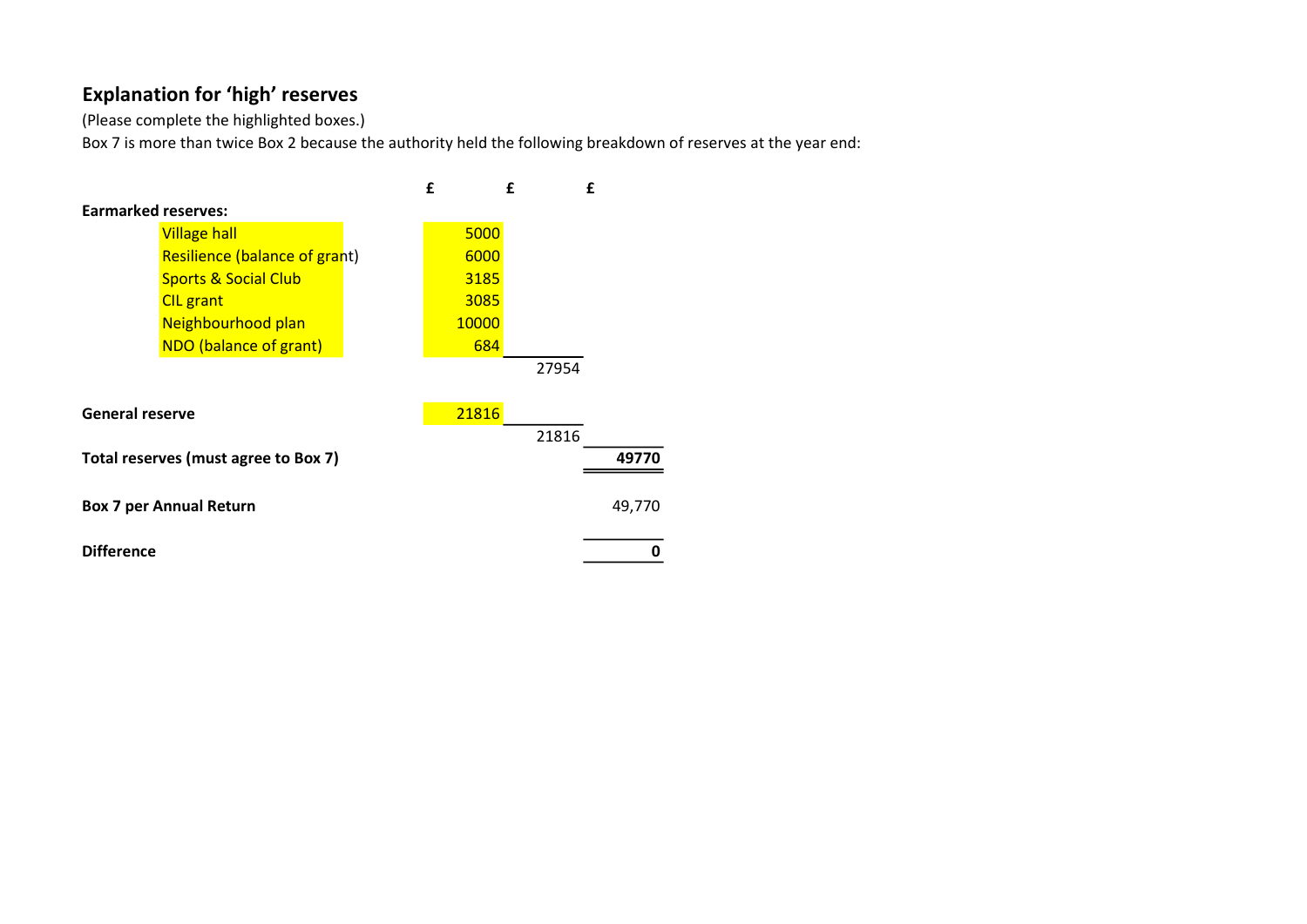## Explanation for 'high' reserves

(Please complete the highlighted boxes.)

Box 7 is more than twice Box 2 because the authority held the following breakdown of reserves at the year end:

| | £ | £ | £ |
|---|---|---|---|
| **Earmarked reserves:** | | | |
| Village hall | 5000 | | |
| Resilience (balance of grant) | 6000 | | |
| Sports & Social Club | 3185 | | |
| CIL grant | 3085 | | |
| Neighbourhood plan | 10000 | | |
| NDO (balance of grant) | 684 | | |
| | | 27954 | |
| **General reserve** | 21816 | | |
| | | 21816 | |
| **Total reserves (must agree to Box 7)** | | | **49770** |
| **Box 7 per Annual Return** | | | 49,770 |
| **Difference** | | | **0** |